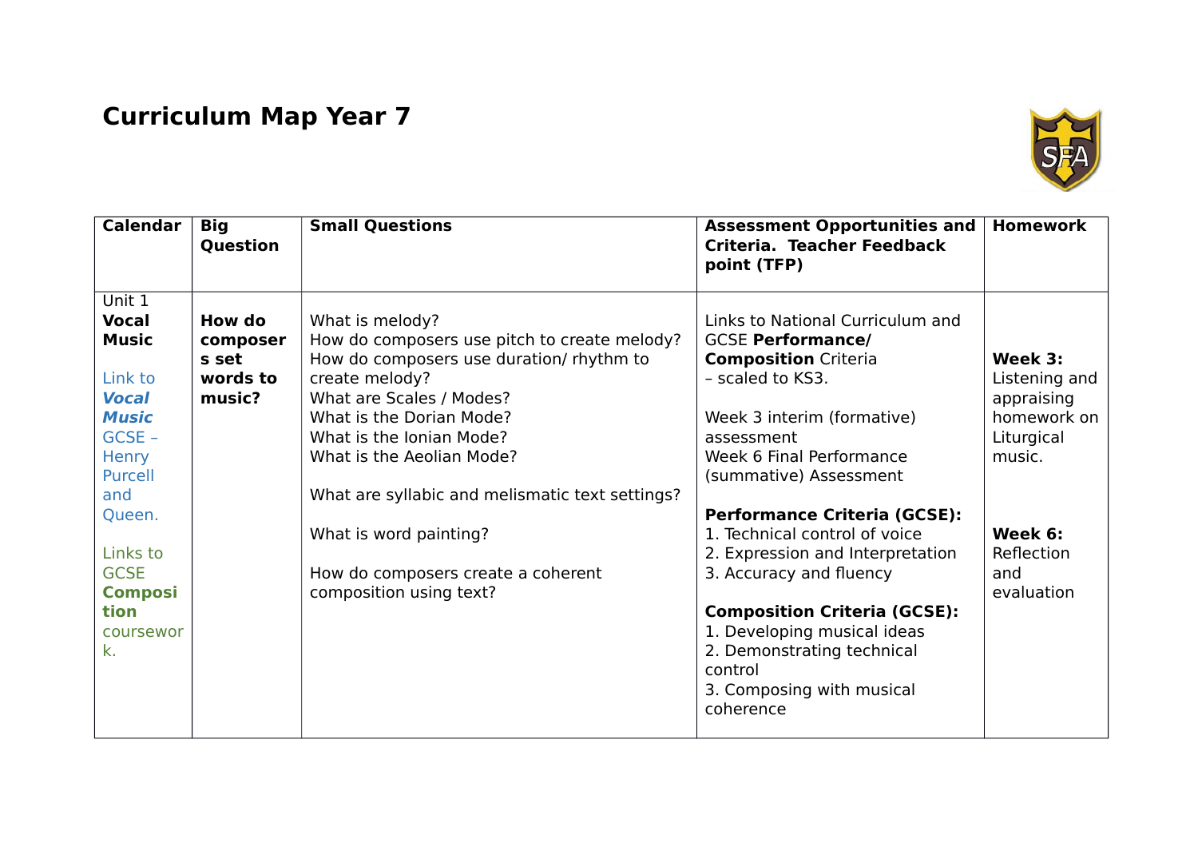# Curriculum Map Year 7

| Calendar | Big Question | Small Questions | Assessment Opportunities and Criteria. Teacher Feedback point (TFP) | Homework |
|---|---|---|---|---|
| Unit 1<br>**Vocal Music**<br><br>Link to ***Vocal Music*** GCSE – Henry Purcell and Queen.<br><br>Links to GCSE **Composition** coursework. | **How do composers set words to music?** | What is melody?<br>How do composers use pitch to create melody?<br>How do composers use duration/ rhythm to create melody?<br>What are Scales / Modes?<br>What is the Dorian Mode?<br>What is the Ionian Mode?<br>What is the Aeolian Mode?<br><br>What are syllabic and melismatic text settings?<br><br>What is word painting?<br><br>How do composers create a coherent composition using text? | Links to National Curriculum and GCSE **Performance/ Composition** Criteria – scaled to KS3.<br><br>Week 3 interim (formative) assessment<br>Week 6 Final Performance (summative) Assessment<br><br>**Performance Criteria (GCSE):**<br>1. Technical control of voice<br>2. Expression and Interpretation<br>3. Accuracy and fluency<br><br>**Composition Criteria (GCSE):**<br>1. Developing musical ideas<br>2. Demonstrating technical control<br>3. Composing with musical coherence | **Week 3:** Listening and appraising homework on Liturgical music.<br><br>**Week 6:** Reflection and evaluation |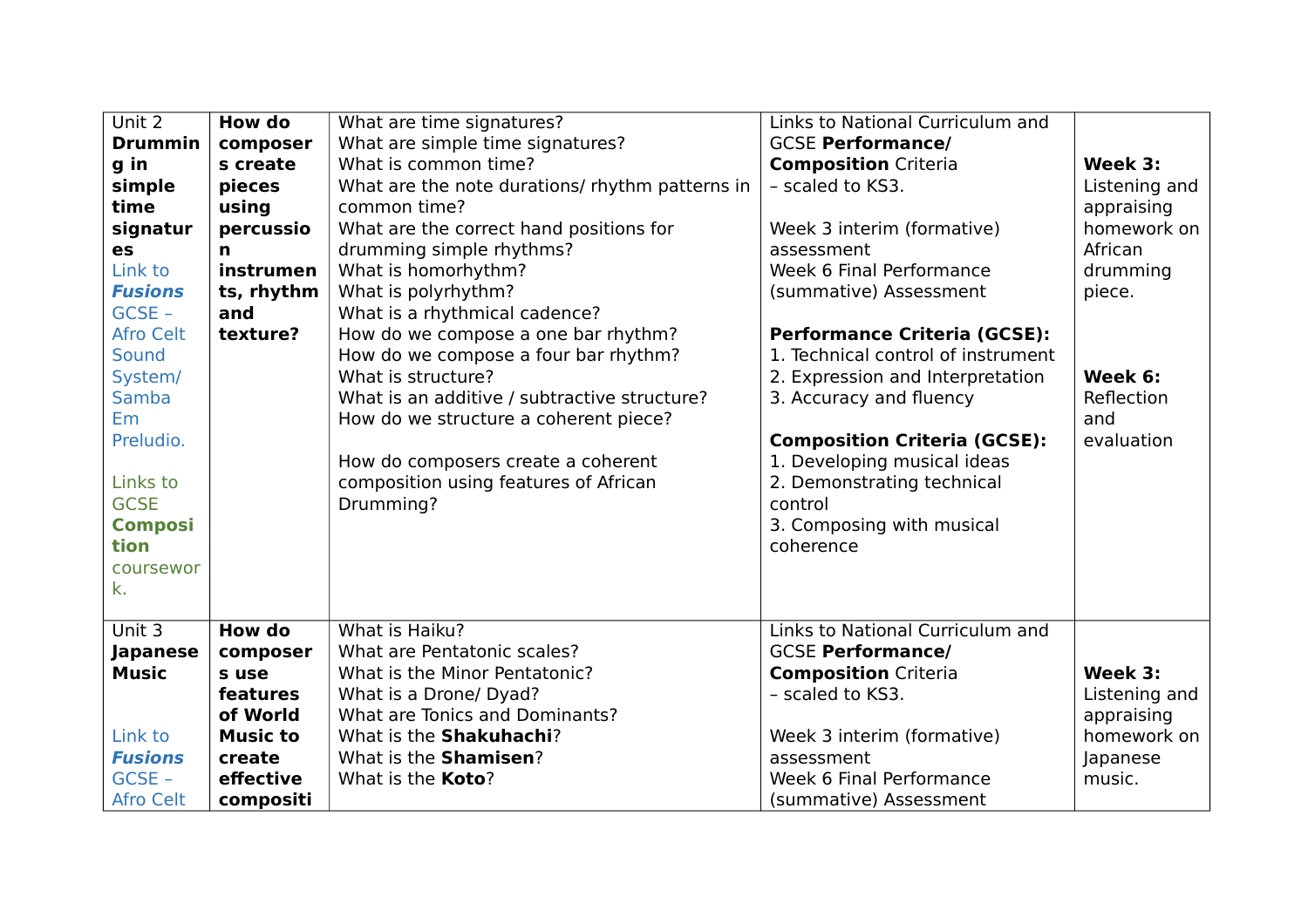| Unit 2 **Drumming in simple time signatures** Link to ***Fusions*** GCSE – Afro Celt Sound System/ Samba Em Preludio. Links to GCSE **Composition** coursework. | **How do composers create pieces using percussion instruments, rhythm and texture?** | What are time signatures? What are simple time signatures? What is common time? What are the note durations/ rhythm patterns in common time? What are the correct hand positions for drumming simple rhythms? What is homorhythm? What is polyrhythm? What is a rhythmical cadence? How do we compose a one bar rhythm? How do we compose a four bar rhythm? What is structure? What is an additive / subtractive structure? How do we structure a coherent piece? How do composers create a coherent composition using features of African Drumming? | Links to National Curriculum and GCSE **Performance/ Composition** Criteria – scaled to KS3. Week 3 interim (formative) assessment Week 6 Final Performance (summative) Assessment **Performance Criteria (GCSE):** 1. Technical control of instrument 2. Expression and Interpretation 3. Accuracy and fluency **Composition Criteria (GCSE):** 1. Developing musical ideas 2. Demonstrating technical control 3. Composing with musical coherence | **Week 3:** Listening and appraising homework on African drumming piece. **Week 6:** Reflection and evaluation |
|---|---|---|---|---|
| Unit 3 **Japanese Music** Link to ***Fusions*** GCSE – Afro Celt | **How do composers use features of World Music to create effective compositi** | What is Haiku? What are Pentatonic scales? What is the Minor Pentatonic? What is a Drone/ Dyad? What are Tonics and Dominants? What is the **Shakuhachi**? What is the **Shamisen**? What is the **Koto**? | Links to National Curriculum and GCSE **Performance/ Composition** Criteria – scaled to KS3. Week 3 interim (formative) assessment Week 6 Final Performance (summative) Assessment | **Week 3:** Listening and appraising homework on Japanese music. |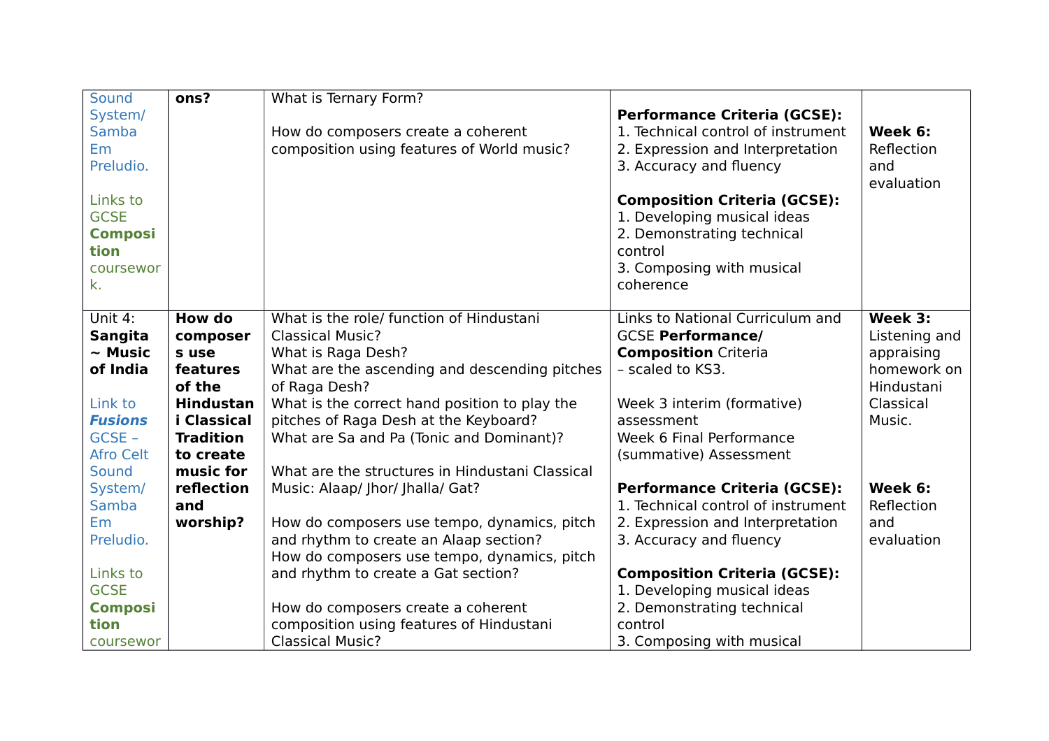| | | | | |
|---|---|---|---|---|
| Sound System/ Samba Em Preludio.<br><br>Links to GCSE **Composition** coursework. | **ons?** | What is Ternary Form?<br><br>How do composers create a coherent composition using features of World music? | **Performance Criteria (GCSE):**<br>1. Technical control of instrument<br>2. Expression and Interpretation<br>3. Accuracy and fluency<br><br>**Composition Criteria (GCSE):**<br>1. Developing musical ideas<br>2. Demonstrating technical control<br>3. Composing with musical coherence | **Week 6:** Reflection and evaluation |
| Unit 4: **Sangita ~ Music of India**<br><br>Link to ***Fusions*** GCSE – Afro Celt Sound System/ Samba Em Preludio.<br><br>Links to GCSE **Composition** coursewor | **How do composers use features of the Hindustani Classical Tradition to create music for reflection and worship?** | What is the role/ function of Hindustani Classical Music?<br>What is Raga Desh?<br>What are the ascending and descending pitches of Raga Desh?<br>What is the correct hand position to play the pitches of Raga Desh at the Keyboard?<br>What are Sa and Pa (Tonic and Dominant)?<br><br>What are the structures in Hindustani Classical Music: Alaap/ Jhor/ Jhalla/ Gat?<br><br>How do composers use tempo, dynamics, pitch and rhythm to create an Alaap section?<br>How do composers use tempo, dynamics, pitch and rhythm to create a Gat section?<br><br>How do composers create a coherent composition using features of Hindustani Classical Music? | Links to National Curriculum and GCSE **Performance/ Composition** Criteria – scaled to KS3.<br><br>Week 3 interim (formative) assessment<br>Week 6 Final Performance (summative) Assessment<br><br>**Performance Criteria (GCSE):**<br>1. Technical control of instrument<br>2. Expression and Interpretation<br>3. Accuracy and fluency<br><br>**Composition Criteria (GCSE):**<br>1. Developing musical ideas<br>2. Demonstrating technical control<br>3. Composing with musical | **Week 3:** Listening and appraising homework on Hindustani Classical Music.<br><br>**Week 6:** Reflection and evaluation |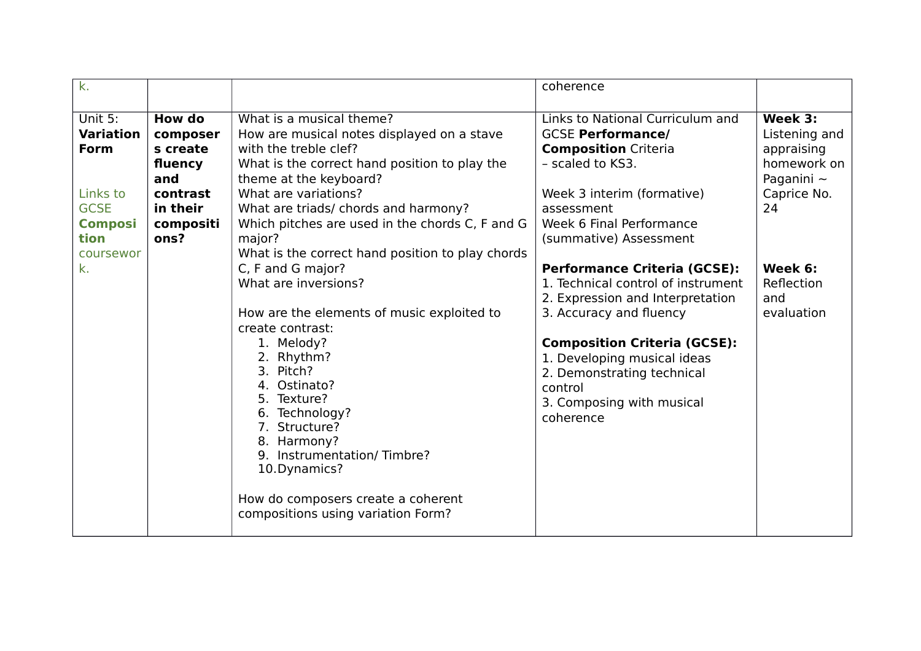| | | | | |
|---|---|---|---|---|
| k. | | | coherence | |
| Unit 5: **Variation Form**<br><br>Links to GCSE **Composition** coursework. | **How do composers create fluency and contrast in their compositions?** | What is a musical theme?<br>How are musical notes displayed on a stave with the treble clef?<br>What is the correct hand position to play the theme at the keyboard?<br>What are variations?<br>What are triads/ chords and harmony?<br>Which pitches are used in the chords C, F and G major?<br>What is the correct hand position to play chords C, F and G major?<br>What are inversions?<br><br>How are the elements of music exploited to create contrast:<br>1. Melody?<br>2. Rhythm?<br>3. Pitch?<br>4. Ostinato?<br>5. Texture?<br>6. Technology?<br>7. Structure?<br>8. Harmony?<br>9. Instrumentation/ Timbre?<br>10. Dynamics?<br><br>How do composers create a coherent compositions using variation Form? | Links to National Curriculum and GCSE **Performance/ Composition** Criteria – scaled to KS3.<br><br>Week 3 interim (formative) assessment<br>Week 6 Final Performance (summative) Assessment<br><br>**Performance Criteria (GCSE):**<br>1. Technical control of instrument<br>2. Expression and Interpretation<br>3. Accuracy and fluency<br><br>**Composition Criteria (GCSE):**<br>1. Developing musical ideas<br>2. Demonstrating technical control<br>3. Composing with musical coherence | **Week 3:** Listening and appraising homework on Paganini ~ Caprice No. 24<br><br>**Week 6:** Reflection and evaluation |